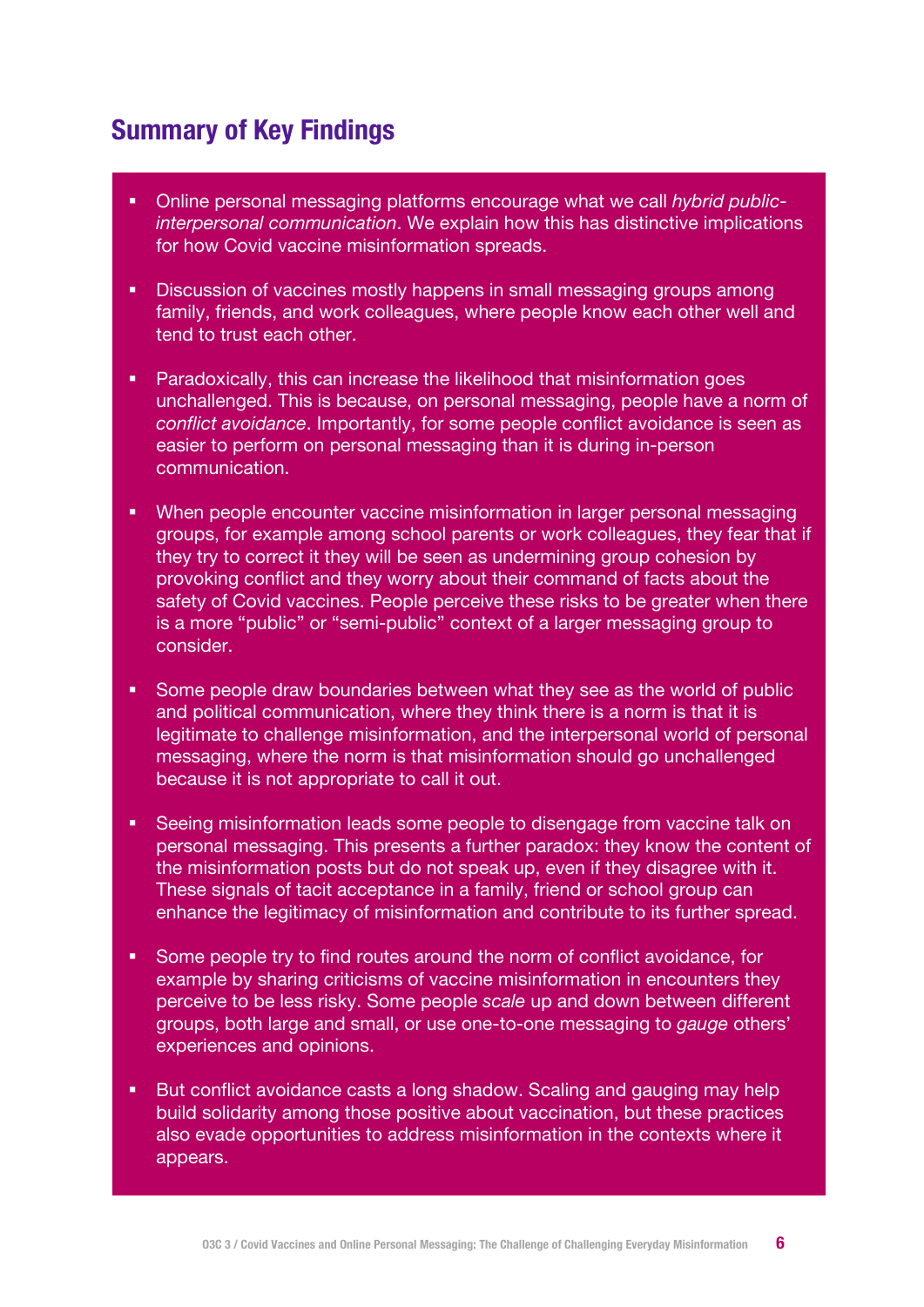## Summary of Key Findings

- Online personal messaging platforms encourage what we call *hybrid public-interpersonal communication*. We explain how this has distinctive implications for how Covid vaccine misinformation spreads.
- Discussion of vaccines mostly happens in small messaging groups among family, friends, and work colleagues, where people know each other well and tend to trust each other.
- Paradoxically, this can increase the likelihood that misinformation goes unchallenged. This is because, on personal messaging, people have a norm of *conflict avoidance*. Importantly, for some people conflict avoidance is seen as easier to perform on personal messaging than it is during in-person communication.
- When people encounter vaccine misinformation in larger personal messaging groups, for example among school parents or work colleagues, they fear that if they try to correct it they will be seen as undermining group cohesion by provoking conflict and they worry about their command of facts about the safety of Covid vaccines. People perceive these risks to be greater when there is a more "public" or "semi-public" context of a larger messaging group to consider.
- Some people draw boundaries between what they see as the world of public and political communication, where they think there is a norm is that it is legitimate to challenge misinformation, and the interpersonal world of personal messaging, where the norm is that misinformation should go unchallenged because it is not appropriate to call it out.
- Seeing misinformation leads some people to disengage from vaccine talk on personal messaging. This presents a further paradox: they know the content of the misinformation posts but do not speak up, even if they disagree with it. These signals of tacit acceptance in a family, friend or school group can enhance the legitimacy of misinformation and contribute to its further spread.
- Some people try to find routes around the norm of conflict avoidance, for example by sharing criticisms of vaccine misinformation in encounters they perceive to be less risky. Some people *scale* up and down between different groups, both large and small, or use one-to-one messaging to *gauge* others' experiences and opinions.
- But conflict avoidance casts a long shadow. Scaling and gauging may help build solidarity among those positive about vaccination, but these practices also evade opportunities to address misinformation in the contexts where it appears.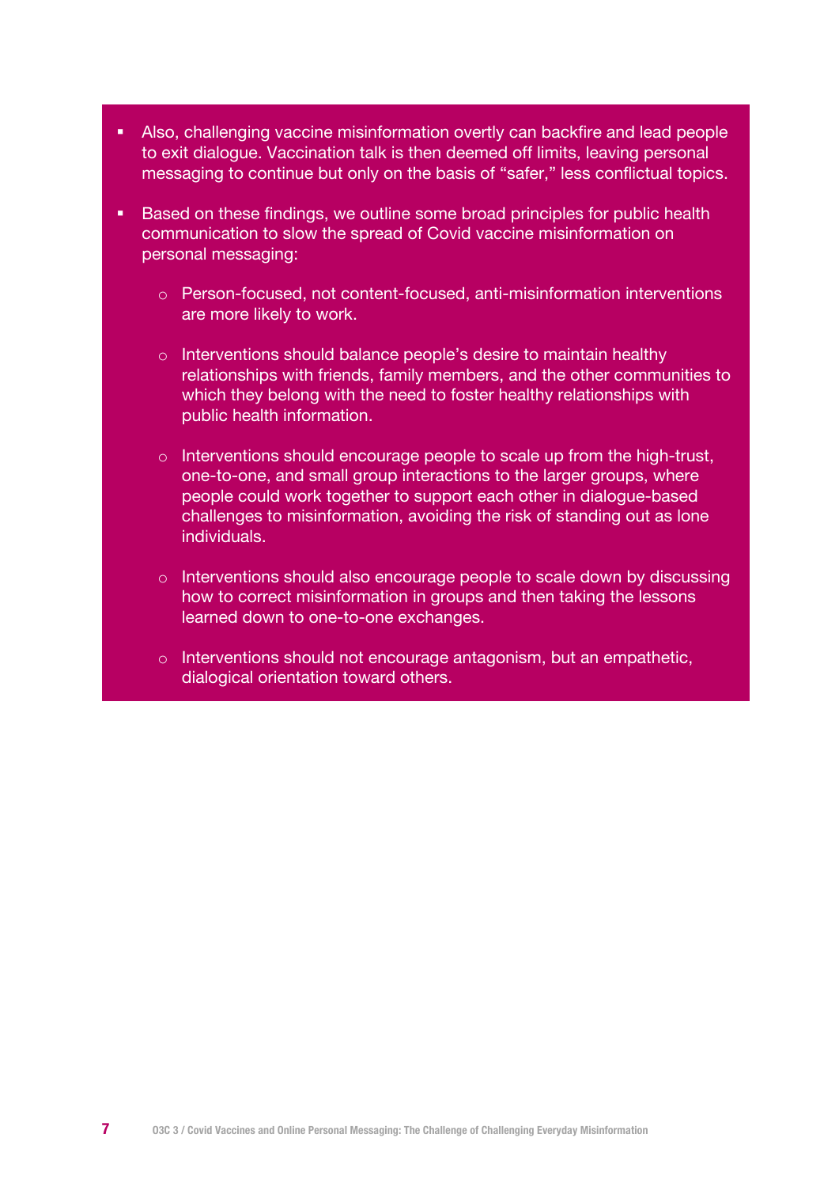- Also, challenging vaccine misinformation overtly can backfire and lead people to exit dialogue. Vaccination talk is then deemed off limits, leaving personal messaging to continue but only on the basis of “safer,” less conflictual topics.
- Based on these findings, we outline some broad principles for public health communication to slow the spread of Covid vaccine misinformation on personal messaging:
  - Person-focused, not content-focused, anti-misinformation interventions are more likely to work.
  - Interventions should balance people’s desire to maintain healthy relationships with friends, family members, and the other communities to which they belong with the need to foster healthy relationships with public health information.
  - Interventions should encourage people to scale up from the high-trust, one-to-one, and small group interactions to the larger groups, where people could work together to support each other in dialogue-based challenges to misinformation, avoiding the risk of standing out as lone individuals.
  - Interventions should also encourage people to scale down by discussing how to correct misinformation in groups and then taking the lessons learned down to one-to-one exchanges.
  - Interventions should not encourage antagonism, but an empathetic, dialogical orientation toward others.